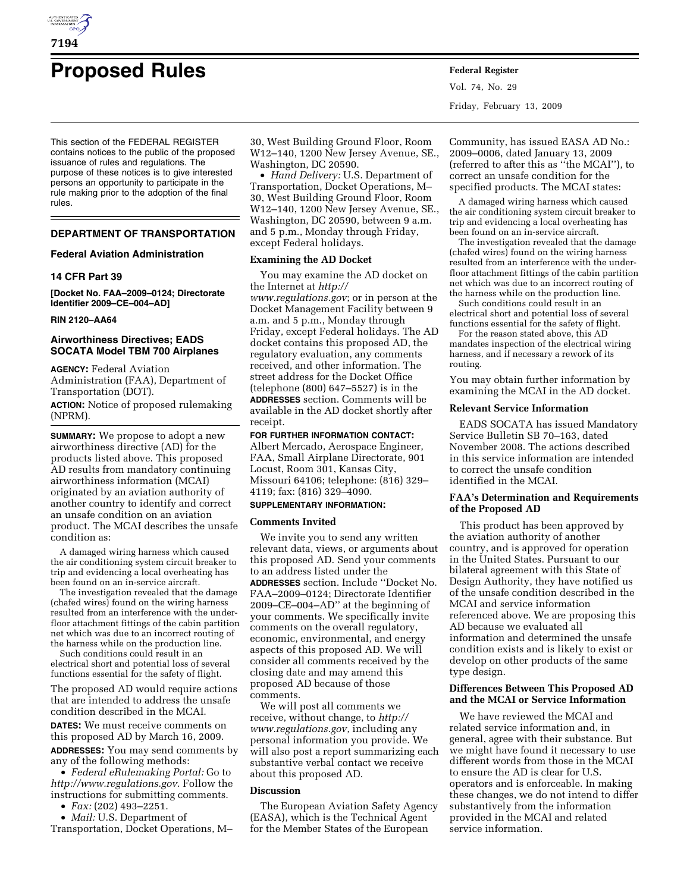# Proposed Rules

This section of the FEDERAL REGISTER contains notices to the public of the proposed issuance of rules and regulations. The purpose of these notices is to give interested persons an opportunity to participate in the rule making prior to the adoption of the final rules.

## DEPARTMENT OF TRANSPORTATION

### Federal Aviation Administration

### 14 CFR Part 39

**[Docket No. FAA–2009–0124; Directorate Identifier 2009–CE–004–AD]**

**RIN 2120–AA64**

### Airworthiness Directives; EADS SOCATA Model TBM 700 Airplanes

**AGENCY:** Federal Aviation Administration (FAA), Department of Transportation (DOT).

**ACTION:** Notice of proposed rulemaking (NPRM).

**SUMMARY:** We propose to adopt a new airworthiness directive (AD) for the products listed above. This proposed AD results from mandatory continuing airworthiness information (MCAI) originated by an aviation authority of another country to identify and correct an unsafe condition on an aviation product. The MCAI describes the unsafe condition as:

> A damaged wiring harness which caused the air conditioning system circuit breaker to trip and evidencing a local overheating has been found on an in-service aircraft.
>
> The investigation revealed that the damage (chafed wires) found on the wiring harness resulted from an interference with the under-floor attachment fittings of the cabin partition net which was due to an incorrect routing of the harness while on the production line.
>
> Such conditions could result in an electrical short and potential loss of several functions essential for the safety of flight.

The proposed AD would require actions that are intended to address the unsafe condition described in the MCAI.

**DATES:** We must receive comments on this proposed AD by March 16, 2009.

**ADDRESSES:** You may send comments by any of the following methods:

- *Federal eRulemaking Portal:* Go to *http://www.regulations.gov*. Follow the instructions for submitting comments.
- *Fax:* (202) 493–2251.
- *Mail:* U.S. Department of Transportation, Docket Operations, M–30, West Building Ground Floor, Room W12–140, 1200 New Jersey Avenue, SE., Washington, DC 20590.
- *Hand Delivery:* U.S. Department of Transportation, Docket Operations, M–30, West Building Ground Floor, Room W12–140, 1200 New Jersey Avenue, SE., Washington, DC 20590, between 9 a.m. and 5 p.m., Monday through Friday, except Federal holidays.

**Examining the AD Docket**

You may examine the AD docket on the Internet at *http://www.regulations.gov*; or in person at the Docket Management Facility between 9 a.m. and 5 p.m., Monday through Friday, except Federal holidays. The AD docket contains this proposed AD, the regulatory evaluation, any comments received, and other information. The street address for the Docket Office (telephone (800) 647–5527) is in the **ADDRESSES** section. Comments will be available in the AD docket shortly after receipt.

**FOR FURTHER INFORMATION CONTACT:** Albert Mercado, Aerospace Engineer, FAA, Small Airplane Directorate, 901 Locust, Room 301, Kansas City, Missouri 64106; telephone: (816) 329–4119; fax: (816) 329–4090.

**SUPPLEMENTARY INFORMATION:**

**Comments Invited**

We invite you to send any written relevant data, views, or arguments about this proposed AD. Send your comments to an address listed under the **ADDRESSES** section. Include "Docket No. FAA–2009–0124; Directorate Identifier 2009–CE–004–AD" at the beginning of your comments. We specifically invite comments on the overall regulatory, economic, environmental, and energy aspects of this proposed AD. We will consider all comments received by the closing date and may amend this proposed AD because of those comments.

We will post all comments we receive, without change, to *http://www.regulations.gov,* including any personal information you provide. We will also post a report summarizing each substantive verbal contact we receive about this proposed AD.

**Discussion**

The European Aviation Safety Agency (EASA), which is the Technical Agent for the Member States of the European Community, has issued EASA AD No.: 2009–0006, dated January 13, 2009 (referred to after this as "the MCAI"), to correct an unsafe condition for the specified products. The MCAI states:

> A damaged wiring harness which caused the air conditioning system circuit breaker to trip and evidencing a local overheating has been found on an in-service aircraft.
>
> The investigation revealed that the damage (chafed wires) found on the wiring harness resulted from an interference with the under-floor attachment fittings of the cabin partition net which was due to an incorrect routing of the harness while on the production line.
>
> Such conditions could result in an electrical short and potential loss of several functions essential for the safety of flight.
>
> For the reason stated above, this AD mandates inspection of the electrical wiring harness, and if necessary a rework of its routing.

You may obtain further information by examining the MCAI in the AD docket.

**Relevant Service Information**

EADS SOCATA has issued Mandatory Service Bulletin SB 70–163, dated November 2008. The actions described in this service information are intended to correct the unsafe condition identified in the MCAI.

**FAA's Determination and Requirements of the Proposed AD**

This product has been approved by the aviation authority of another country, and is approved for operation in the United States. Pursuant to our bilateral agreement with this State of Design Authority, they have notified us of the unsafe condition described in the MCAI and service information referenced above. We are proposing this AD because we evaluated all information and determined the unsafe condition exists and is likely to exist or develop on other products of the same type design.

**Differences Between This Proposed AD and the MCAI or Service Information**

We have reviewed the MCAI and related service information and, in general, agree with their substance. But we might have found it necessary to use different words from those in the MCAI to ensure the AD is clear for U.S. operators and is enforceable. In making these changes, we do not intend to differ substantively from the information provided in the MCAI and related service information.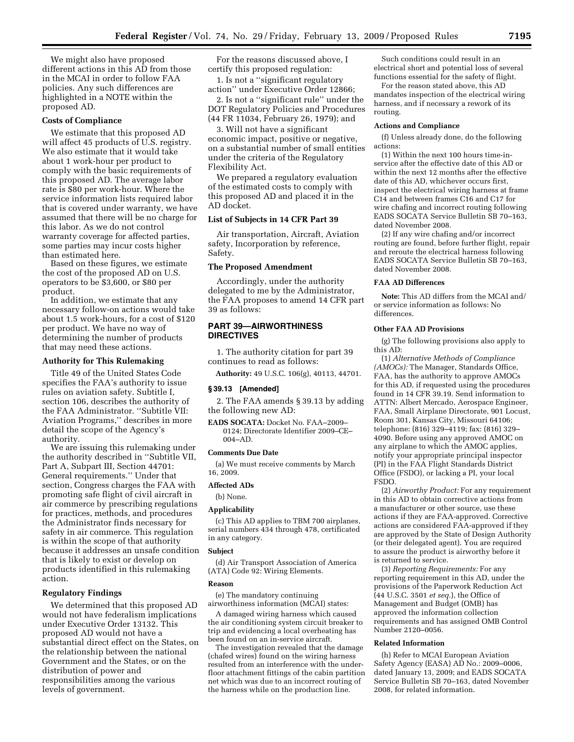We might also have proposed different actions in this AD from those in the MCAI in order to follow FAA policies. Any such differences are highlighted in a NOTE within the proposed AD.

**Costs of Compliance**

We estimate that this proposed AD will affect 45 products of U.S. registry. We also estimate that it would take about 1 work-hour per product to comply with the basic requirements of this proposed AD. The average labor rate is $80 per work-hour. Where the service information lists required labor that is covered under warranty, we have assumed that there will be no charge for this labor. As we do not control warranty coverage for affected parties, some parties may incur costs higher than estimated here.

Based on these figures, we estimate the cost of the proposed AD on U.S. operators to be $3,600, or $80 per product.

In addition, we estimate that any necessary follow-on actions would take about 1.5 work-hours, for a cost of $120 per product. We have no way of determining the number of products that may need these actions.

**Authority for This Rulemaking**

Title 49 of the United States Code specifies the FAA's authority to issue rules on aviation safety. Subtitle I, section 106, describes the authority of the FAA Administrator. ''Subtitle VII: Aviation Programs,'' describes in more detail the scope of the Agency's authority.

We are issuing this rulemaking under the authority described in ''Subtitle VII, Part A, Subpart III, Section 44701: General requirements.'' Under that section, Congress charges the FAA with promoting safe flight of civil aircraft in air commerce by prescribing regulations for practices, methods, and procedures the Administrator finds necessary for safety in air commerce. This regulation is within the scope of that authority because it addresses an unsafe condition that is likely to exist or develop on products identified in this rulemaking action.

**Regulatory Findings**

We determined that this proposed AD would not have federalism implications under Executive Order 13132. This proposed AD would not have a substantial direct effect on the States, on the relationship between the national Government and the States, or on the distribution of power and responsibilities among the various levels of government.

For the reasons discussed above, I certify this proposed regulation:

1. Is not a ''significant regulatory action'' under Executive Order 12866;

2. Is not a ''significant rule'' under the DOT Regulatory Policies and Procedures (44 FR 11034, February 26, 1979); and

3. Will not have a significant economic impact, positive or negative, on a substantial number of small entities under the criteria of the Regulatory Flexibility Act.

We prepared a regulatory evaluation of the estimated costs to comply with this proposed AD and placed it in the AD docket.

**List of Subjects in 14 CFR Part 39**

Air transportation, Aircraft, Aviation safety, Incorporation by reference, Safety.

**The Proposed Amendment**

Accordingly, under the authority delegated to me by the Administrator, the FAA proposes to amend 14 CFR part 39 as follows:

## PART 39—AIRWORTHINESS DIRECTIVES

1. The authority citation for part 39 continues to read as follows:

**Authority:** 49 U.S.C. 106(g), 40113, 44701.

**§ 39.13 [Amended]**

2. The FAA amends § 39.13 by adding the following new AD:

**EADS SOCATA:** Docket No. FAA–2009–0124; Directorate Identifier 2009–CE–004–AD.

**Comments Due Date**

(a) We must receive comments by March 16, 2009.

**Affected ADs**

(b) None.

**Applicability**

(c) This AD applies to TBM 700 airplanes, serial numbers 434 through 478, certificated in any category.

**Subject**

(d) Air Transport Association of America (ATA) Code 92: Wiring Elements.

**Reason**

(e) The mandatory continuing airworthiness information (MCAI) states:

A damaged wiring harness which caused the air conditioning system circuit breaker to trip and evidencing a local overheating has been found on an in-service aircraft.

The investigation revealed that the damage (chafed wires) found on the wiring harness resulted from an interference with the under-floor attachment fittings of the cabin partition net which was due to an incorrect routing of the harness while on the production line.

Such conditions could result in an electrical short and potential loss of several functions essential for the safety of flight.

For the reason stated above, this AD mandates inspection of the electrical wiring harness, and if necessary a rework of its routing.

**Actions and Compliance**

(f) Unless already done, do the following actions:

(1) Within the next 100 hours time-in-service after the effective date of this AD or within the next 12 months after the effective date of this AD, whichever occurs first, inspect the electrical wiring harness at frame C14 and between frames C16 and C17 for wire chafing and incorrect routing following EADS SOCATA Service Bulletin SB 70–163, dated November 2008.

(2) If any wire chafing and/or incorrect routing are found, before further flight, repair and reroute the electrical harness following EADS SOCATA Service Bulletin SB 70–163, dated November 2008.

**FAA AD Differences**

**Note:** This AD differs from the MCAI and/or service information as follows: No differences.

**Other FAA AD Provisions**

(g) The following provisions also apply to this AD:

(1) *Alternative Methods of Compliance (AMOCs):* The Manager, Standards Office, FAA, has the authority to approve AMOCs for this AD, if requested using the procedures found in 14 CFR 39.19. Send information to ATTN: Albert Mercado, Aerospace Engineer, FAA, Small Airplane Directorate, 901 Locust, Room 301, Kansas City, Missouri 64106; telephone: (816) 329–4119; fax: (816) 329–4090. Before using any approved AMOC on any airplane to which the AMOC applies, notify your appropriate principal inspector (PI) in the FAA Flight Standards District Office (FSDO), or lacking a PI, your local FSDO.

(2) *Airworthy Product:* For any requirement in this AD to obtain corrective actions from a manufacturer or other source, use these actions if they are FAA-approved. Corrective actions are considered FAA-approved if they are approved by the State of Design Authority (or their delegated agent). You are required to assure the product is airworthy before it is returned to service.

(3) *Reporting Requirements:* For any reporting requirement in this AD, under the provisions of the Paperwork Reduction Act (44 U.S.C. 3501 *et seq.*), the Office of Management and Budget (OMB) has approved the information collection requirements and has assigned OMB Control Number 2120–0056.

**Related Information**

(h) Refer to MCAI European Aviation Safety Agency (EASA) AD No.: 2009–0006, dated January 13, 2009; and EADS SOCATA Service Bulletin SB 70–163, dated November 2008, for related information.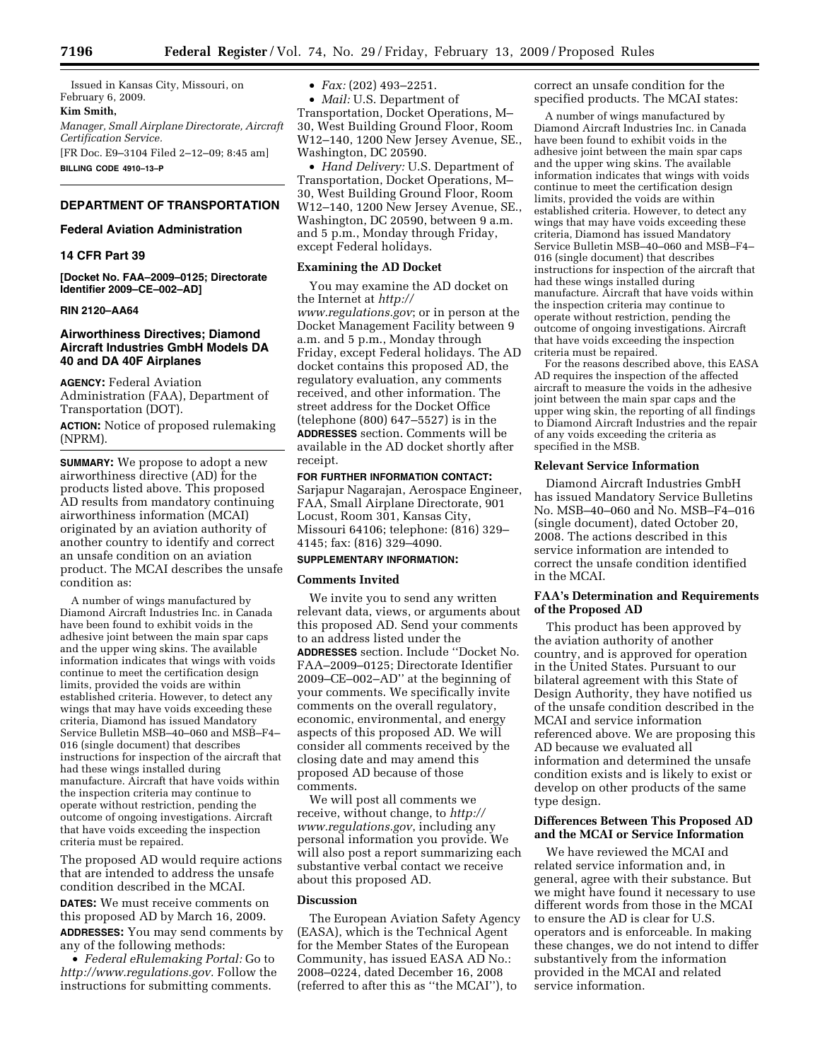Issued in Kansas City, Missouri, on February 6, 2009.

**Kim Smith,**

*Manager, Small Airplane Directorate, Aircraft Certification Service.*

[FR Doc. E9–3104 Filed 2–12–09; 8:45 am]

**BILLING CODE 4910–13–P**

---

## DEPARTMENT OF TRANSPORTATION

### Federal Aviation Administration

### 14 CFR Part 39

**[Docket No. FAA–2009–0125; Directorate Identifier 2009–CE–002–AD]**

**RIN 2120–AA64**

## Airworthiness Directives; Diamond Aircraft Industries GmbH Models DA 40 and DA 40F Airplanes

**AGENCY:** Federal Aviation Administration (FAA), Department of Transportation (DOT).

**ACTION:** Notice of proposed rulemaking (NPRM).

**SUMMARY:** We propose to adopt a new airworthiness directive (AD) for the products listed above. This proposed AD results from mandatory continuing airworthiness information (MCAI) originated by an aviation authority of another country to identify and correct an unsafe condition on an aviation product. The MCAI describes the unsafe condition as:

> A number of wings manufactured by Diamond Aircraft Industries Inc. in Canada have been found to exhibit voids in the adhesive joint between the main spar caps and the upper wing skins. The available information indicates that wings with voids continue to meet the certification design limits, provided the voids are within established criteria. However, to detect any wings that may have voids exceeding these criteria, Diamond has issued Mandatory Service Bulletin MSB–40–060 and MSB–F4–016 (single document) that describes instructions for inspection of the aircraft that had these wings installed during manufacture. Aircraft that have voids within the inspection criteria may continue to operate without restriction, pending the outcome of ongoing investigations. Aircraft that have voids exceeding the inspection criteria must be repaired.

The proposed AD would require actions that are intended to address the unsafe condition described in the MCAI.

**DATES:** We must receive comments on this proposed AD by March 16, 2009.

**ADDRESSES:** You may send comments by any of the following methods:

- *Federal eRulemaking Portal:* Go to *http://www.regulations.gov*. Follow the instructions for submitting comments.
- *Fax:* (202) 493–2251.
- *Mail:* U.S. Department of Transportation, Docket Operations, M–30, West Building Ground Floor, Room W12–140, 1200 New Jersey Avenue, SE., Washington, DC 20590.
- *Hand Delivery:* U.S. Department of Transportation, Docket Operations, M–30, West Building Ground Floor, Room W12–140, 1200 New Jersey Avenue, SE., Washington, DC 20590, between 9 a.m. and 5 p.m., Monday through Friday, except Federal holidays.

### Examining the AD Docket

You may examine the AD docket on the Internet at *http://www.regulations.gov*; or in person at the Docket Management Facility between 9 a.m. and 5 p.m., Monday through Friday, except Federal holidays. The AD docket contains this proposed AD, the regulatory evaluation, any comments received, and other information. The street address for the Docket Office (telephone (800) 647–5527) is in the **ADDRESSES** section. Comments will be available in the AD docket shortly after receipt.

**FOR FURTHER INFORMATION CONTACT:** Sarjapur Nagarajan, Aerospace Engineer, FAA, Small Airplane Directorate, 901 Locust, Room 301, Kansas City, Missouri 64106; telephone: (816) 329–4145; fax: (816) 329–4090.

**SUPPLEMENTARY INFORMATION:**

### Comments Invited

We invite you to send any written relevant data, views, or arguments about this proposed AD. Send your comments to an address listed under the **ADDRESSES** section. Include ''Docket No. FAA–2009–0125; Directorate Identifier 2009–CE–002–AD'' at the beginning of your comments. We specifically invite comments on the overall regulatory, economic, environmental, and energy aspects of this proposed AD. We will consider all comments received by the closing date and may amend this proposed AD because of those comments.

We will post all comments we receive, without change, to *http://www.regulations.gov*, including any personal information you provide. We will also post a report summarizing each substantive verbal contact we receive about this proposed AD.

### Discussion

The European Aviation Safety Agency (EASA), which is the Technical Agent for the Member States of the European Community, has issued EASA AD No.: 2008–0224, dated December 16, 2008 (referred to after this as ''the MCAI''), to correct an unsafe condition for the specified products. The MCAI states:

> A number of wings manufactured by Diamond Aircraft Industries Inc. in Canada have been found to exhibit voids in the adhesive joint between the main spar caps and the upper wing skins. The available information indicates that wings with voids continue to meet the certification design limits, provided the voids are within established criteria. However, to detect any wings that may have voids exceeding these criteria, Diamond has issued Mandatory Service Bulletin MSB–40–060 and MSB–F4–016 (single document) that describes instructions for inspection of the aircraft that had these wings installed during manufacture. Aircraft that have voids within the inspection criteria may continue to operate without restriction, pending the outcome of ongoing investigations. Aircraft that have voids exceeding the inspection criteria must be repaired.
>
> For the reasons described above, this EASA AD requires the inspection of the affected aircraft to measure the voids in the adhesive joint between the main spar caps and the upper wing skin, the reporting of all findings to Diamond Aircraft Industries and the repair of any voids exceeding the criteria as specified in the MSB.

### Relevant Service Information

Diamond Aircraft Industries GmbH has issued Mandatory Service Bulletins No. MSB–40–060 and No. MSB–F4–016 (single document), dated October 20, 2008. The actions described in this service information are intended to correct the unsafe condition identified in the MCAI.

### FAA's Determination and Requirements of the Proposed AD

This product has been approved by the aviation authority of another country, and is approved for operation in the United States. Pursuant to our bilateral agreement with this State of Design Authority, they have notified us of the unsafe condition described in the MCAI and service information referenced above. We are proposing this AD because we evaluated all information and determined the unsafe condition exists and is likely to exist or develop on other products of the same type design.

### Differences Between This Proposed AD and the MCAI or Service Information

We have reviewed the MCAI and related service information and, in general, agree with their substance. But we might have found it necessary to use different words from those in the MCAI to ensure the AD is clear for U.S. operators and is enforceable. In making these changes, we do not intend to differ substantively from the information provided in the MCAI and related service information.